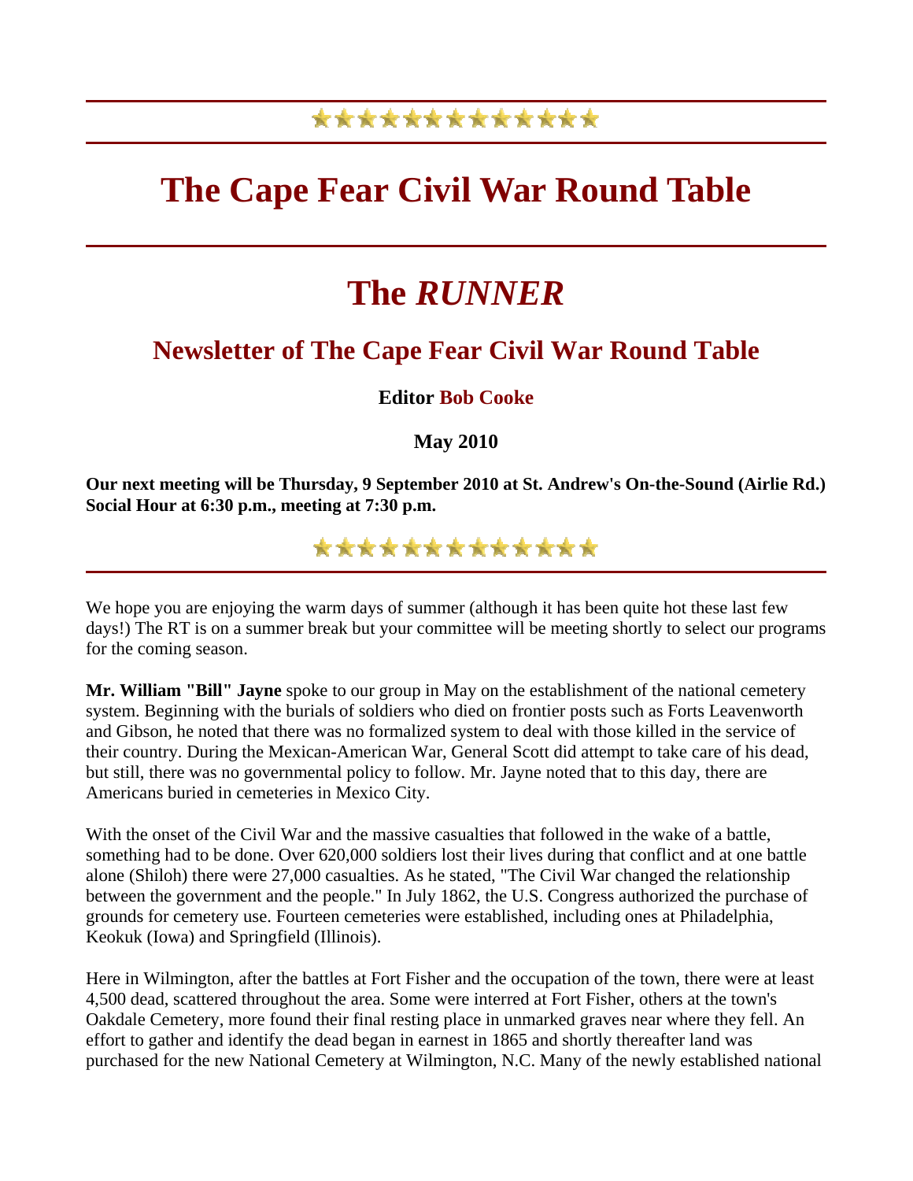# The Cape Fear Civil War Round Table

# The *RUNNER*

## Newsletter of The Cape Fear Civil War Round Table

**Editor Bob Cooke**

**May 2010**

**Our next meeting will be Thursday, 9 September 2010 at St. Andrew's On-the-Sound (Airlie Rd.) Social Hour at 6:30 p.m., meeting at 7:30 p.m.**

We hope you are enjoying the warm days of summer (although it has been quite hot these last few days!) The RT is on a summer break but your committee will be meeting shortly to select our programs for the coming season.

**Mr. William "Bill" Jayne** spoke to our group in May on the establishment of the national cemetery system. Beginning with the burials of soldiers who died on frontier posts such as Forts Leavenworth and Gibson, he noted that there was no formalized system to deal with those killed in the service of their country. During the Mexican-American War, General Scott did attempt to take care of his dead, but still, there was no governmental policy to follow. Mr. Jayne noted that to this day, there are Americans buried in cemeteries in Mexico City.

With the onset of the Civil War and the massive casualties that followed in the wake of a battle, something had to be done. Over 620,000 soldiers lost their lives during that conflict and at one battle alone (Shiloh) there were 27,000 casualties. As he stated, "The Civil War changed the relationship between the government and the people." In July 1862, the U.S. Congress authorized the purchase of grounds for cemetery use. Fourteen cemeteries were established, including ones at Philadelphia, Keokuk (Iowa) and Springfield (Illinois).

Here in Wilmington, after the battles at Fort Fisher and the occupation of the town, there were at least 4,500 dead, scattered throughout the area. Some were interred at Fort Fisher, others at the town's Oakdale Cemetery, more found their final resting place in unmarked graves near where they fell. An effort to gather and identify the dead began in earnest in 1865 and shortly thereafter land was purchased for the new National Cemetery at Wilmington, N.C. Many of the newly established national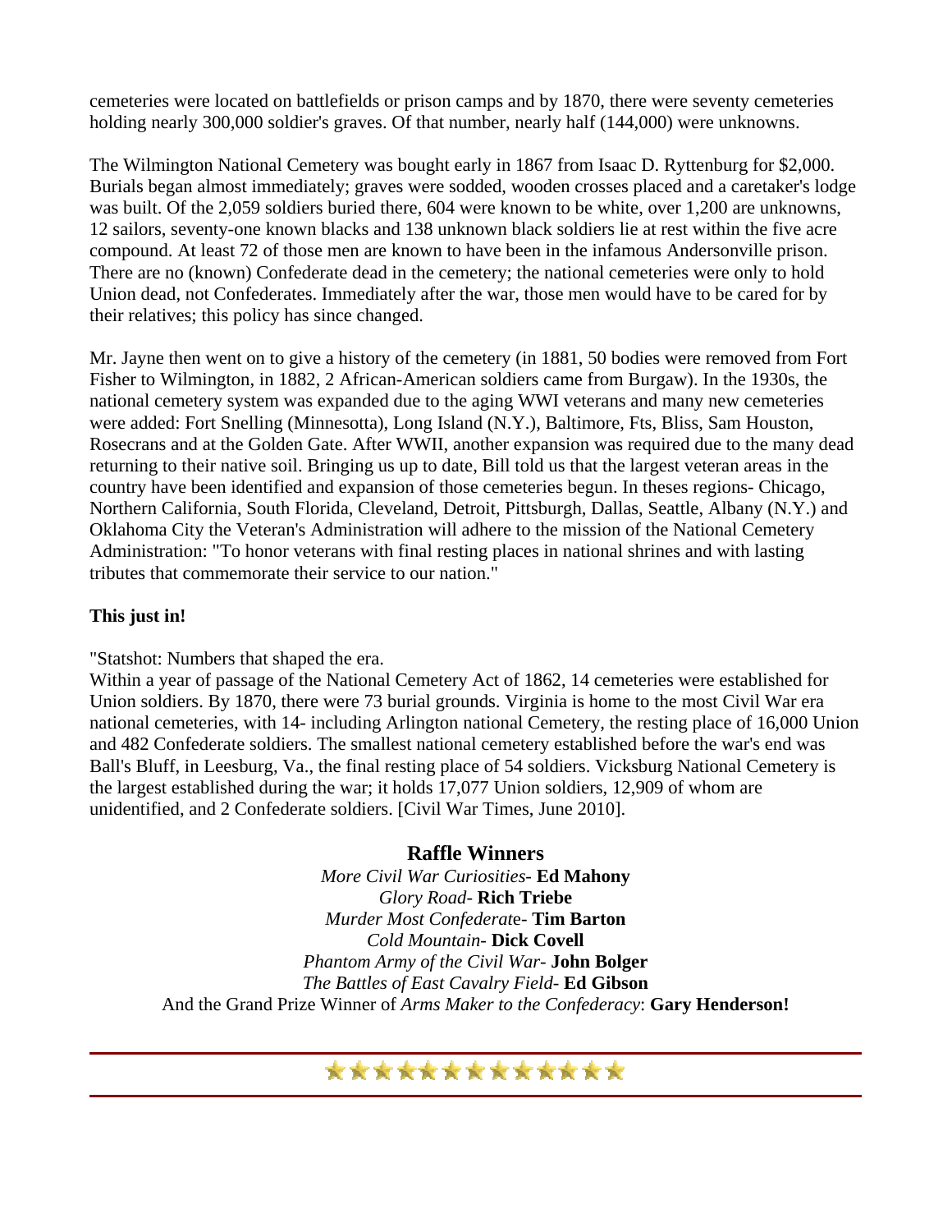cemeteries were located on battlefields or prison camps and by 1870, there were seventy cemeteries holding nearly 300,000 soldier's graves. Of that number, nearly half (144,000) were unknowns.

The Wilmington National Cemetery was bought early in 1867 from Isaac D. Ryttenburg for $2,000. Burials began almost immediately; graves were sodded, wooden crosses placed and a caretaker's lodge was built. Of the 2,059 soldiers buried there, 604 were known to be white, over 1,200 are unknowns, 12 sailors, seventy-one known blacks and 138 unknown black soldiers lie at rest within the five acre compound. At least 72 of those men are known to have been in the infamous Andersonville prison. There are no (known) Confederate dead in the cemetery; the national cemeteries were only to hold Union dead, not Confederates. Immediately after the war, those men would have to be cared for by their relatives; this policy has since changed.

Mr. Jayne then went on to give a history of the cemetery (in 1881, 50 bodies were removed from Fort Fisher to Wilmington, in 1882, 2 African-American soldiers came from Burgaw). In the 1930s, the national cemetery system was expanded due to the aging WWI veterans and many new cemeteries were added: Fort Snelling (Minnesotta), Long Island (N.Y.), Baltimore, Fts, Bliss, Sam Houston, Rosecrans and at the Golden Gate. After WWII, another expansion was required due to the many dead returning to their native soil. Bringing us up to date, Bill told us that the largest veteran areas in the country have been identified and expansion of those cemeteries begun. In theses regions- Chicago, Northern California, South Florida, Cleveland, Detroit, Pittsburgh, Dallas, Seattle, Albany (N.Y.) and Oklahoma City the Veteran's Administration will adhere to the mission of the National Cemetery Administration: "To honor veterans with final resting places in national shrines and with lasting tributes that commemorate their service to our nation."

**This just in!**

"Statshot: Numbers that shaped the era.
Within a year of passage of the National Cemetery Act of 1862, 14 cemeteries were established for Union soldiers. By 1870, there were 73 burial grounds. Virginia is home to the most Civil War era national cemeteries, with 14- including Arlington national Cemetery, the resting place of 16,000 Union and 482 Confederate soldiers. The smallest national cemetery established before the war's end was Ball's Bluff, in Leesburg, Va., the final resting place of 54 soldiers. Vicksburg National Cemetery is the largest established during the war; it holds 17,077 Union soldiers, 12,909 of whom are unidentified, and 2 Confederate soldiers. [Civil War Times, June 2010].

## Raffle Winners

*More Civil War Curiosities*- **Ed Mahony**
*Glory Road*- **Rich Triebe**
*Murder Most Confederate*- **Tim Barton**
*Cold Mountain*- **Dick Covell**
*Phantom Army of the Civil War*- **John Bolger**
*The Battles of East Cavalry Field*- **Ed Gibson**
And the Grand Prize Winner of *Arms Maker to the Confederacy*: **Gary Henderson!**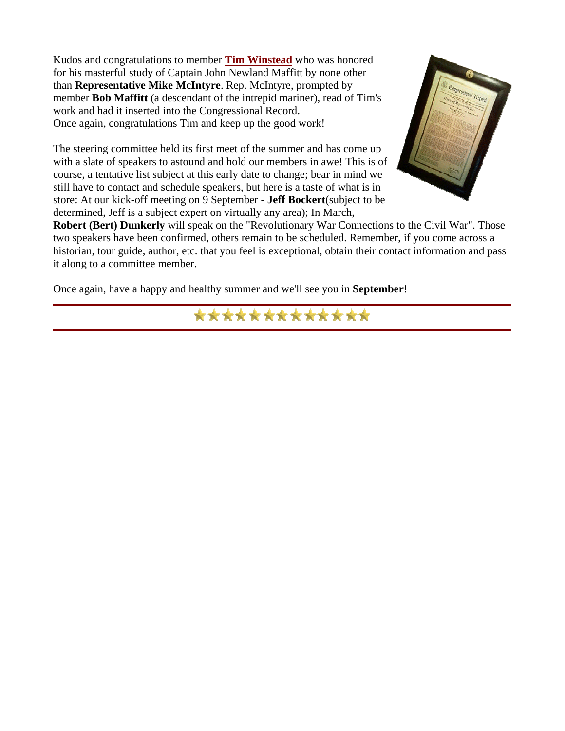Kudos and congratulations to member **Tim Winstead** who was honored for his masterful study of Captain John Newland Maffitt by none other than **Representative Mike McIntyre**. Rep. McIntyre, prompted by member **Bob Maffitt** (a descendant of the intrepid mariner), read of Tim's work and had it inserted into the Congressional Record.
Once again, congratulations Tim and keep up the good work!

The steering committee held its first meet of the summer and has come up with a slate of speakers to astound and hold our members in awe! This is of course, a tentative list subject at this early date to change; bear in mind we still have to contact and schedule speakers, but here is a taste of what is in store: At our kick-off meeting on 9 September - **Jeff Bockert**(subject to be determined, Jeff is a subject expert on virtually any area); In March, **Robert (Bert) Dunkerly** will speak on the "Revolutionary War Connections to the Civil War". Those two speakers have been confirmed, others remain to be scheduled. Remember, if you come across a historian, tour guide, author, etc. that you feel is exceptional, obtain their contact information and pass it along to a committee member.

Once again, have a happy and healthy summer and we'll see you in **September**!

---